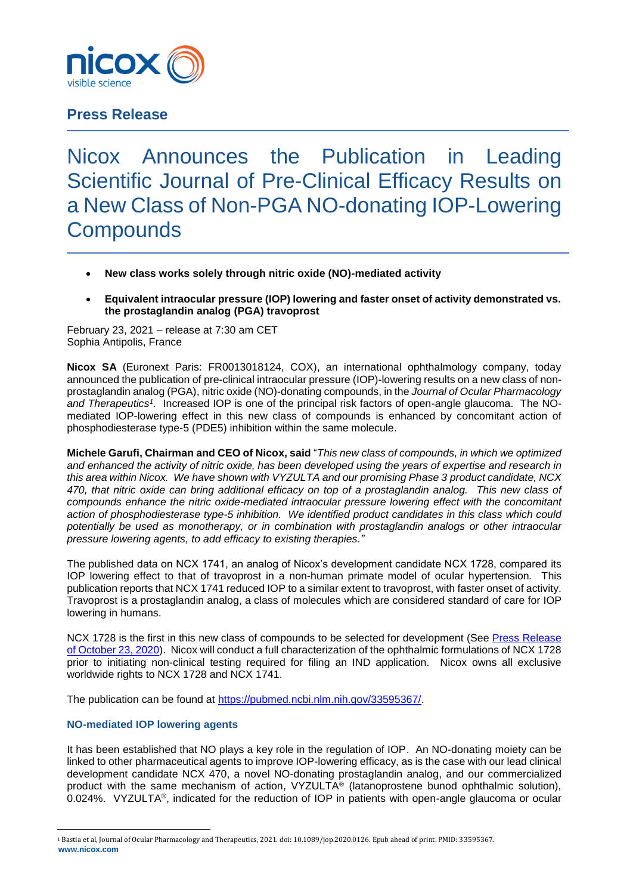## Press Release

# Nicox Announces the Publication in Leading Scientific Journal of Pre-Clinical Efficacy Results on a New Class of Non-PGA NO-donating IOP-Lowering Compounds

- **New class works solely through nitric oxide (NO)-mediated activity**
- **Equivalent intraocular pressure (IOP) lowering and faster onset of activity demonstrated vs. the prostaglandin analog (PGA) travoprost**

February 23, 2021 – release at 7:30 am CET
Sophia Antipolis, France

**Nicox SA** (Euronext Paris: FR0013018124, COX), an international ophthalmology company, today announced the publication of pre-clinical intraocular pressure (IOP)-lowering results on a new class of non-prostaglandin analog (PGA), nitric oxide (NO)-donating compounds, in the *Journal of Ocular Pharmacology and Therapeutics*[1]. Increased IOP is one of the principal risk factors of open-angle glaucoma. The NO-mediated IOP-lowering effect in this new class of compounds is enhanced by concomitant action of phosphodiesterase type-5 (PDE5) inhibition within the same molecule.

**Michele Garufi, Chairman and CEO of Nicox, said** "*This new class of compounds, in which we optimized and enhanced the activity of nitric oxide, has been developed using the years of expertise and research in this area within Nicox. We have shown with VYZULTA and our promising Phase 3 product candidate, NCX 470, that nitric oxide can bring additional efficacy on top of a prostaglandin analog. This new class of compounds enhance the nitric oxide-mediated intraocular pressure lowering effect with the concomitant action of phosphodiesterase type-5 inhibition. We identified product candidates in this class which could potentially be used as monotherapy, or in combination with prostaglandin analogs or other intraocular pressure lowering agents, to add efficacy to existing therapies.*"

The published data on NCX 1741, an analog of Nicox's development candidate NCX 1728, compared its IOP lowering effect to that of travoprost in a non-human primate model of ocular hypertension. This publication reports that NCX 1741 reduced IOP to a similar extent to travoprost, with faster onset of activity. Travoprost is a prostaglandin analog, a class of molecules which are considered standard of care for IOP lowering in humans.

NCX 1728 is the first in this new class of compounds to be selected for development (See [Press Release of October 23, 2020](#)). Nicox will conduct a full characterization of the ophthalmic formulations of NCX 1728 prior to initiating non-clinical testing required for filing an IND application. Nicox owns all exclusive worldwide rights to NCX 1728 and NCX 1741.

The publication can be found at https://pubmed.ncbi.nlm.nih.gov/33595367/.

### NO-mediated IOP lowering agents

It has been established that NO plays a key role in the regulation of IOP. An NO-donating moiety can be linked to other pharmaceutical agents to improve IOP-lowering efficacy, as is the case with our lead clinical development candidate NCX 470, a novel NO-donating prostaglandin analog, and our commercialized product with the same mechanism of action, VYZULTA® (latanoprostene bunod ophthalmic solution), 0.024%. VYZULTA®, indicated for the reduction of IOP in patients with open-angle glaucoma or ocular

[1] Bastia et al, Journal of Ocular Pharmacology and Therapeutics, 2021. doi: 10.1089/jop.2020.0126. Epub ahead of print. PMID: 33595367.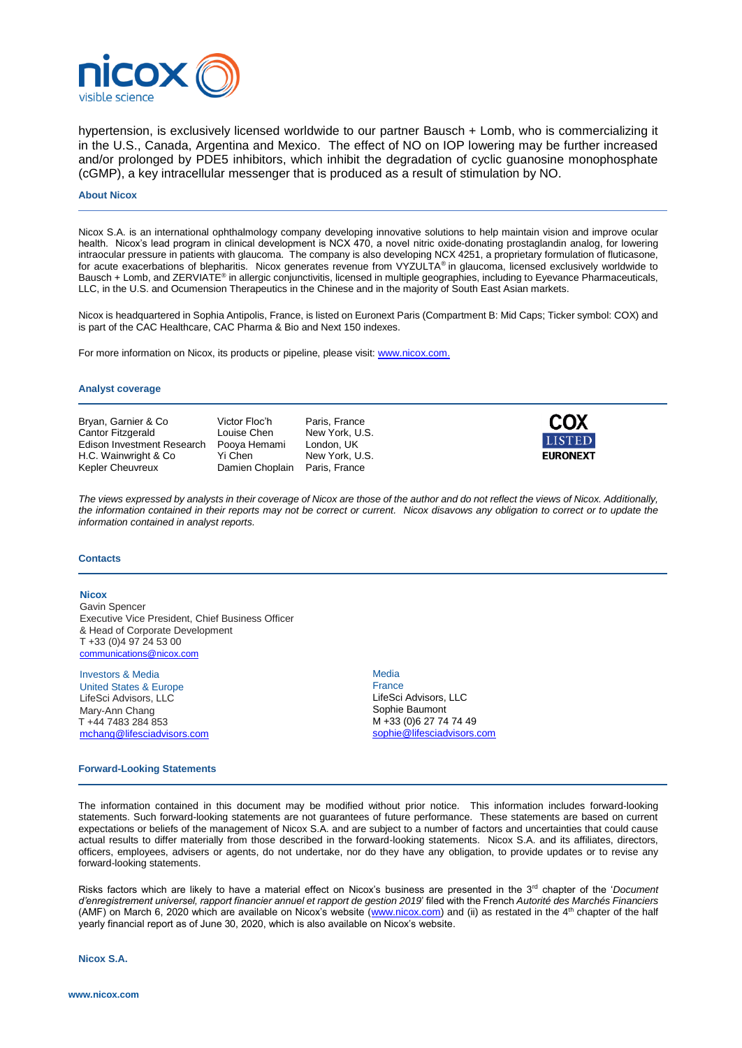hypertension, is exclusively licensed worldwide to our partner Bausch + Lomb, who is commercializing it in the U.S., Canada, Argentina and Mexico. The effect of NO on IOP lowering may be further increased and/or prolonged by PDE5 inhibitors, which inhibit the degradation of cyclic guanosine monophosphate (cGMP), a key intracellular messenger that is produced as a result of stimulation by NO.

## About Nicox

Nicox S.A. is an international ophthalmology company developing innovative solutions to help maintain vision and improve ocular health. Nicox's lead program in clinical development is NCX 470, a novel nitric oxide-donating prostaglandin analog, for lowering intraocular pressure in patients with glaucoma. The company is also developing NCX 4251, a proprietary formulation of fluticasone, for acute exacerbations of blepharitis. Nicox generates revenue from VYZULTA® in glaucoma, licensed exclusively worldwide to Bausch + Lomb, and ZERVIATE® in allergic conjunctivitis, licensed in multiple geographies, including to Eyevance Pharmaceuticals, LLC, in the U.S. and Ocumension Therapeutics in the Chinese and in the majority of South East Asian markets.

Nicox is headquartered in Sophia Antipolis, France, is listed on Euronext Paris (Compartment B: Mid Caps; Ticker symbol: COX) and is part of the CAC Healthcare, CAC Pharma & Bio and Next 150 indexes.

For more information on Nicox, its products or pipeline, please visit: www.nicox.com.

## Analyst coverage

| | | |
|---|---|---|
| Bryan, Garnier & Co | Victor Floc'h | Paris, France |
| Cantor Fitzgerald | Louise Chen | New York, U.S. |
| Edison Investment Research | Pooya Hemami | London, UK |
| H.C. Wainwright & Co | Yi Chen | New York, U.S. |
| Kepler Cheuvreux | Damien Choplain | Paris, France |

COX LISTED EURONEXT

*The views expressed by analysts in their coverage of Nicox are those of the author and do not reflect the views of Nicox. Additionally, the information contained in their reports may not be correct or current. Nicox disavows any obligation to correct or to update the information contained in analyst reports.*

## Contacts

**Nicox**
Gavin Spencer
Executive Vice President, Chief Business Officer
& Head of Corporate Development
T +33 (0)4 97 24 53 00
communications@nicox.com

Investors & Media
United States & Europe
LifeSci Advisors, LLC
Mary-Ann Chang
T +44 7483 284 853
mchang@lifesciadvisors.com

Media
France
LifeSci Advisors, LLC
Sophie Baumont
M +33 (0)6 27 74 74 49
sophie@lifesciadvisors.com

## Forward-Looking Statements

The information contained in this document may be modified without prior notice. This information includes forward-looking statements. Such forward-looking statements are not guarantees of future performance. These statements are based on current expectations or beliefs of the management of Nicox S.A. and are subject to a number of factors and uncertainties that could cause actual results to differ materially from those described in the forward-looking statements. Nicox S.A. and its affiliates, directors, officers, employees, advisers or agents, do not undertake, nor do they have any obligation, to provide updates or to revise any forward-looking statements.

Risks factors which are likely to have a material effect on Nicox's business are presented in the 3rd chapter of the '*Document d'enregistrement universel, rapport financier annuel et rapport de gestion 2019*' filed with the French *Autorité des Marchés Financiers* (AMF) on March 6, 2020 which are available on Nicox's website (www.nicox.com) and (ii) as restated in the 4th chapter of the half yearly financial report as of June 30, 2020, which is also available on Nicox's website.

**Nicox S.A.**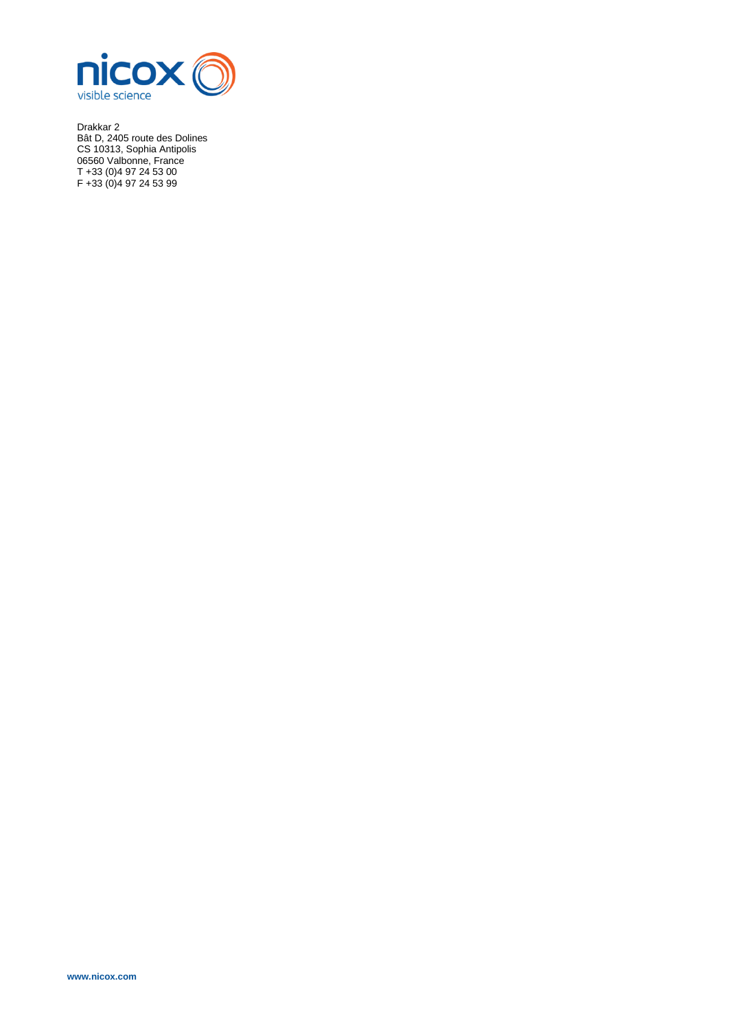nicox
visible science

Drakkar 2
Bât D, 2405 route des Dolines
CS 10313, Sophia Antipolis
06560 Valbonne, France
T +33 (0)4 97 24 53 00
F +33 (0)4 97 24 53 99

**www.nicox.com**